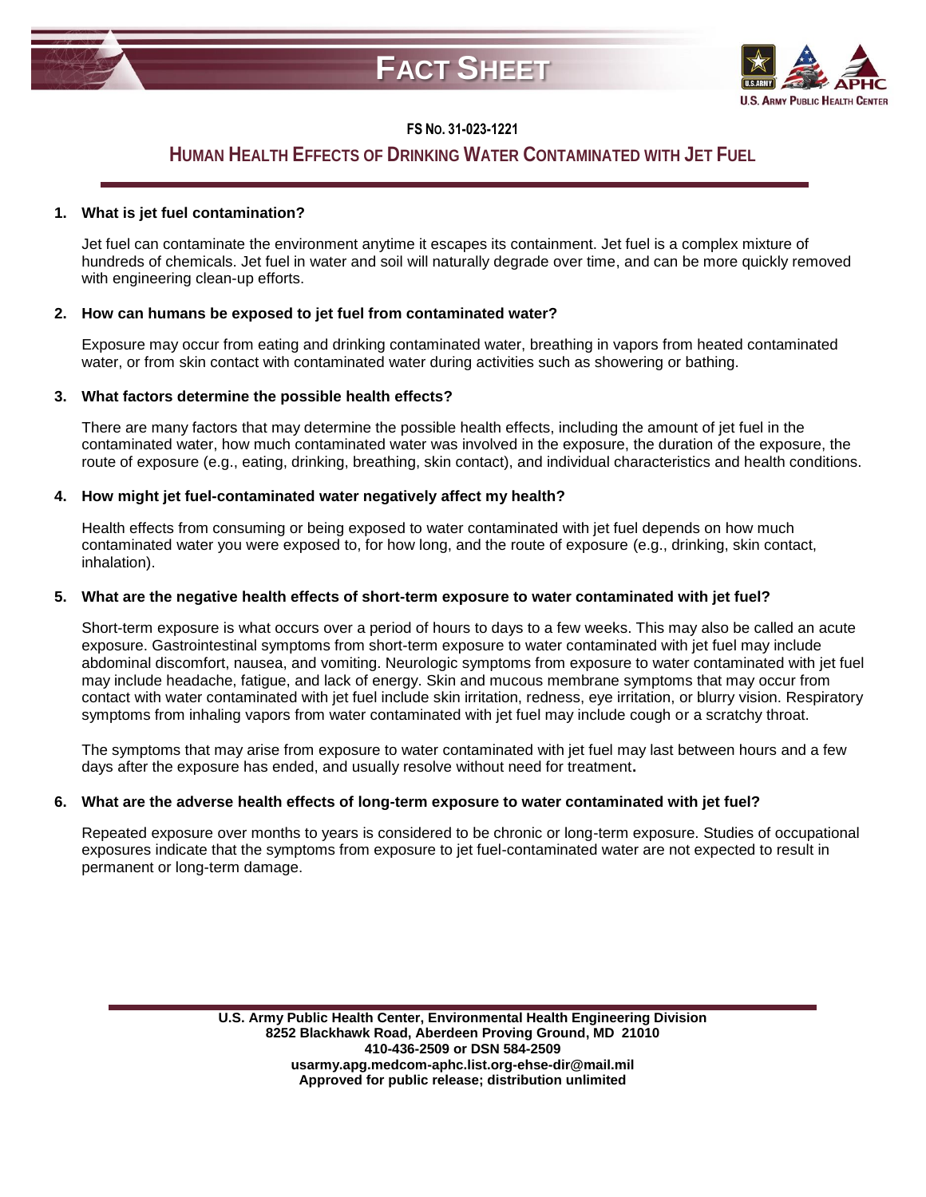# FACT SHEET

**FS No. 31-023-1221**

## HUMAN HEALTH EFFECTS OF DRINKING WATER CONTAMINATED WITH JET FUEL

**1. What is jet fuel contamination?**

Jet fuel can contaminate the environment anytime it escapes its containment. Jet fuel is a complex mixture of hundreds of chemicals. Jet fuel in water and soil will naturally degrade over time, and can be more quickly removed with engineering clean-up efforts.

**2. How can humans be exposed to jet fuel from contaminated water?**

Exposure may occur from eating and drinking contaminated water, breathing in vapors from heated contaminated water, or from skin contact with contaminated water during activities such as showering or bathing.

**3. What factors determine the possible health effects?**

There are many factors that may determine the possible health effects, including the amount of jet fuel in the contaminated water, how much contaminated water was involved in the exposure, the duration of the exposure, the route of exposure (e.g., eating, drinking, breathing, skin contact), and individual characteristics and health conditions.

**4. How might jet fuel-contaminated water negatively affect my health?**

Health effects from consuming or being exposed to water contaminated with jet fuel depends on how much contaminated water you were exposed to, for how long, and the route of exposure (e.g., drinking, skin contact, inhalation).

**5. What are the negative health effects of short-term exposure to water contaminated with jet fuel?**

Short-term exposure is what occurs over a period of hours to days to a few weeks. This may also be called an acute exposure. Gastrointestinal symptoms from short-term exposure to water contaminated with jet fuel may include abdominal discomfort, nausea, and vomiting. Neurologic symptoms from exposure to water contaminated with jet fuel may include headache, fatigue, and lack of energy. Skin and mucous membrane symptoms that may occur from contact with water contaminated with jet fuel include skin irritation, redness, eye irritation, or blurry vision. Respiratory symptoms from inhaling vapors from water contaminated with jet fuel may include cough or a scratchy throat.

The symptoms that may arise from exposure to water contaminated with jet fuel may last between hours and a few days after the exposure has ended, and usually resolve without need for treatment**.**

**6. What are the adverse health effects of long-term exposure to water contaminated with jet fuel?**

Repeated exposure over months to years is considered to be chronic or long-term exposure. Studies of occupational exposures indicate that the symptoms from exposure to jet fuel-contaminated water are not expected to result in permanent or long-term damage.

**U.S. Army Public Health Center, Environmental Health Engineering Division**
**8252 Blackhawk Road, Aberdeen Proving Ground, MD 21010**
**410-436-2509 or DSN 584-2509**
**usarmy.apg.medcom-aphc.list.org-ehse-dir@mail.mil**
**Approved for public release; distribution unlimited**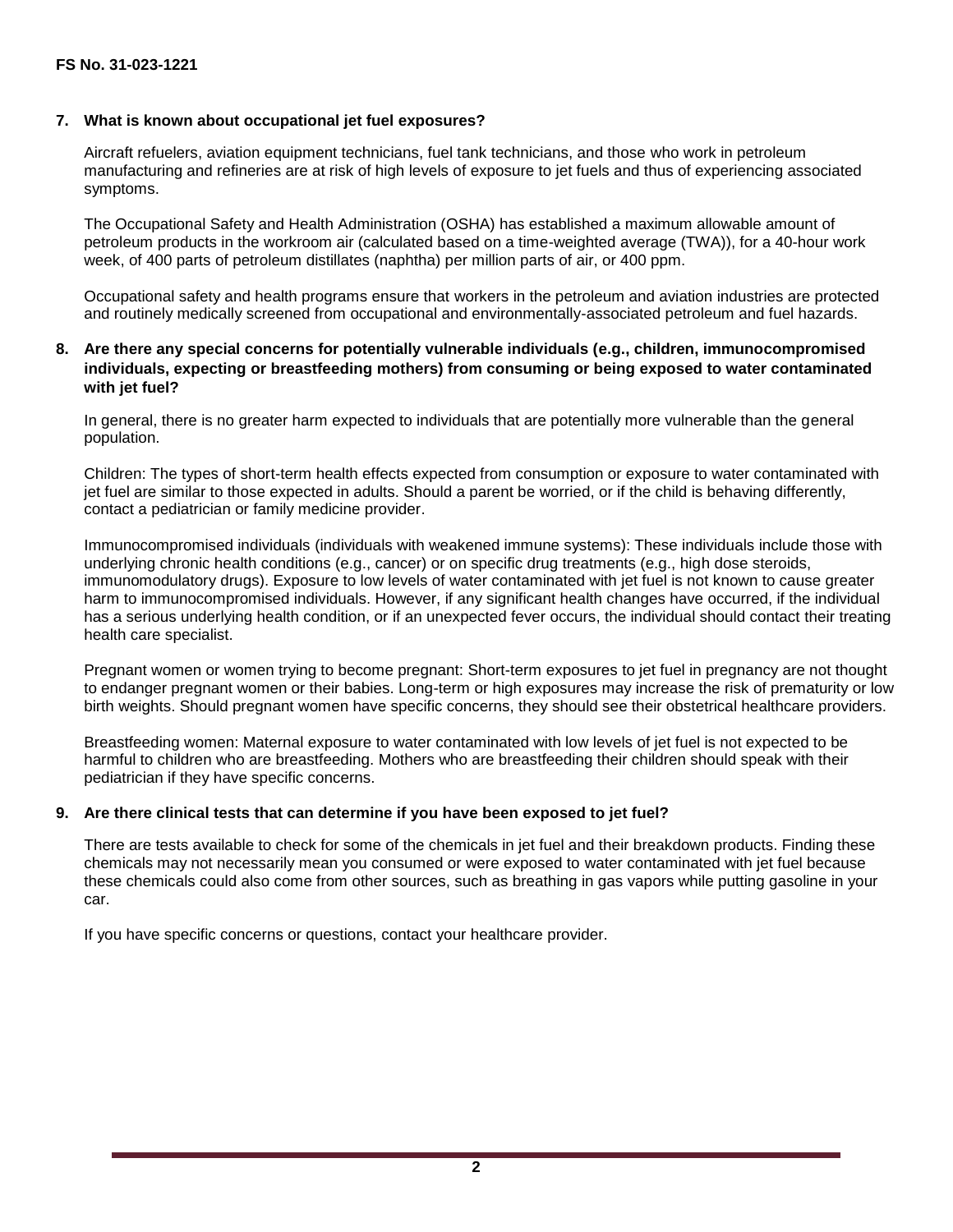**FS No. 31-023-1221**

**7. What is known about occupational jet fuel exposures?**

Aircraft refuelers, aviation equipment technicians, fuel tank technicians, and those who work in petroleum manufacturing and refineries are at risk of high levels of exposure to jet fuels and thus of experiencing associated symptoms.

The Occupational Safety and Health Administration (OSHA) has established a maximum allowable amount of petroleum products in the workroom air (calculated based on a time-weighted average (TWA)), for a 40-hour work week, of 400 parts of petroleum distillates (naphtha) per million parts of air, or 400 ppm.

Occupational safety and health programs ensure that workers in the petroleum and aviation industries are protected and routinely medically screened from occupational and environmentally-associated petroleum and fuel hazards.

**8. Are there any special concerns for potentially vulnerable individuals (e.g., children, immunocompromised individuals, expecting or breastfeeding mothers) from consuming or being exposed to water contaminated with jet fuel?**

In general, there is no greater harm expected to individuals that are potentially more vulnerable than the general population.

Children: The types of short-term health effects expected from consumption or exposure to water contaminated with jet fuel are similar to those expected in adults. Should a parent be worried, or if the child is behaving differently, contact a pediatrician or family medicine provider.

Immunocompromised individuals (individuals with weakened immune systems): These individuals include those with underlying chronic health conditions (e.g., cancer) or on specific drug treatments (e.g., high dose steroids, immunomodulatory drugs). Exposure to low levels of water contaminated with jet fuel is not known to cause greater harm to immunocompromised individuals. However, if any significant health changes have occurred, if the individual has a serious underlying health condition, or if an unexpected fever occurs, the individual should contact their treating health care specialist.

Pregnant women or women trying to become pregnant: Short-term exposures to jet fuel in pregnancy are not thought to endanger pregnant women or their babies. Long-term or high exposures may increase the risk of prematurity or low birth weights. Should pregnant women have specific concerns, they should see their obstetrical healthcare providers.

Breastfeeding women: Maternal exposure to water contaminated with low levels of jet fuel is not expected to be harmful to children who are breastfeeding. Mothers who are breastfeeding their children should speak with their pediatrician if they have specific concerns.

**9. Are there clinical tests that can determine if you have been exposed to jet fuel?**

There are tests available to check for some of the chemicals in jet fuel and their breakdown products. Finding these chemicals may not necessarily mean you consumed or were exposed to water contaminated with jet fuel because these chemicals could also come from other sources, such as breathing in gas vapors while putting gasoline in your car.

If you have specific concerns or questions, contact your healthcare provider.